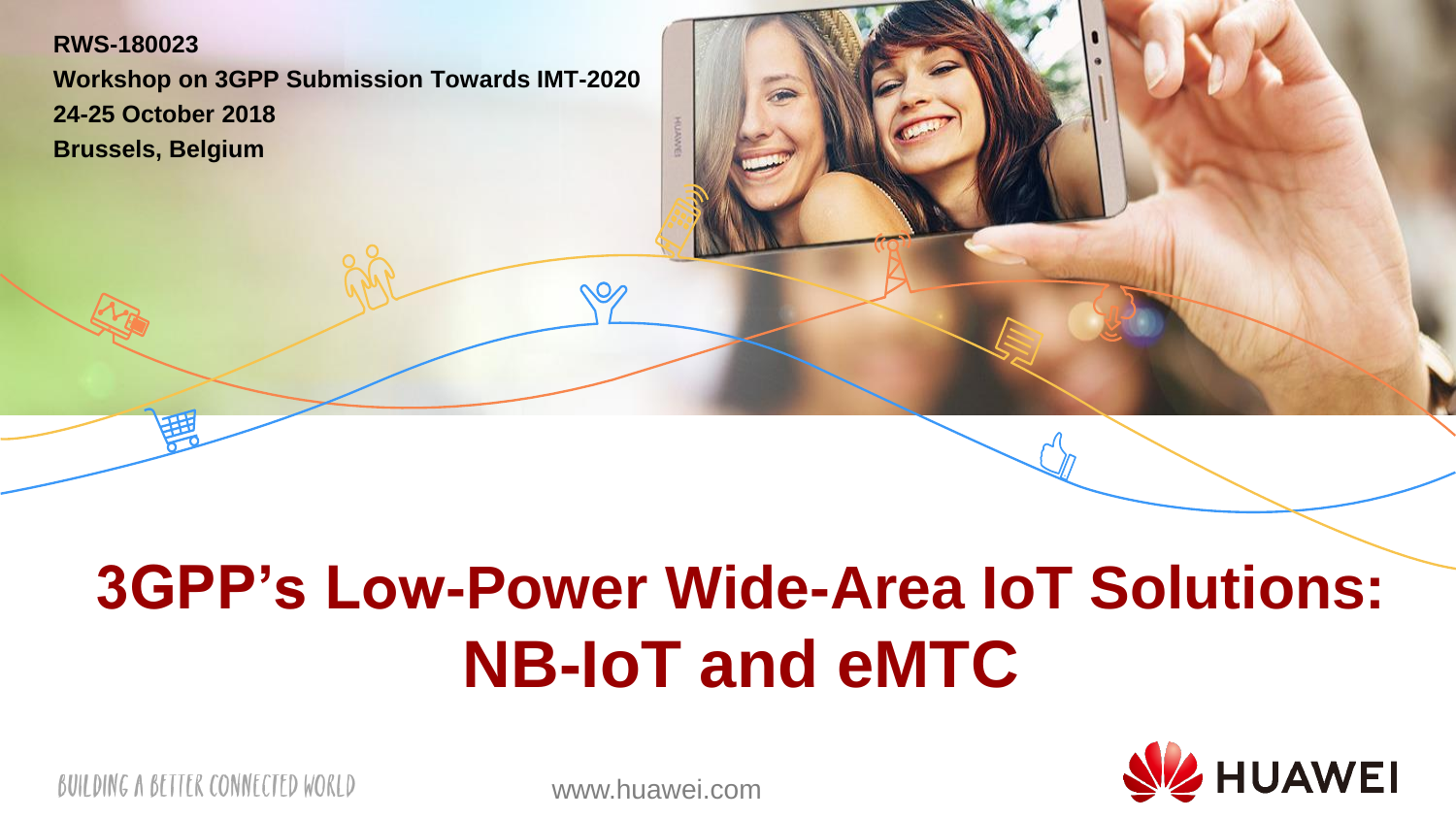**RWS-180023**
**Workshop on 3GPP Submission Towards IMT-2020**
**24-25 October 2018**
**Brussels, Belgium**

# 3GPP's Low-Power Wide-Area IoT Solutions: NB-IoT and eMTC

BUILDING A BETTER CONNECTED WORLD

www.huawei.com

HUAWEI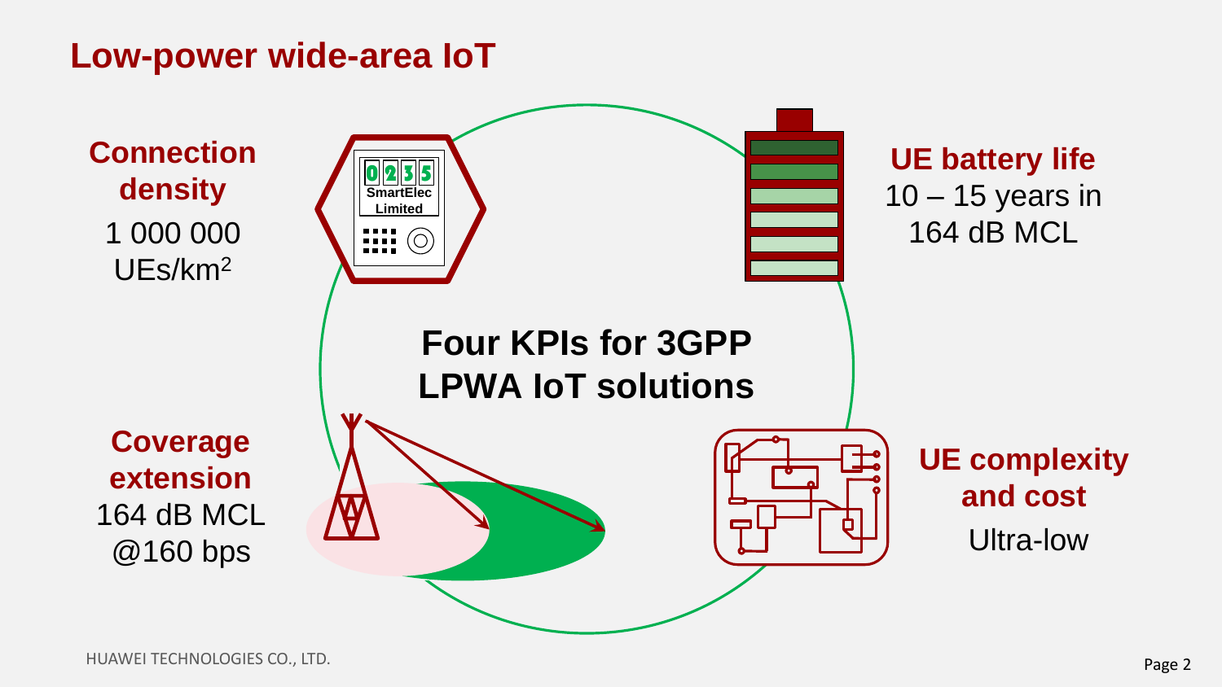# Low-power wide-area IoT

## Four KPIs for 3GPP LPWA IoT solutions

**Connection density**
1 000 000 UEs/$km^2$

**UE battery life**
10 – 15 years in 164 dB MCL

**Coverage extension**
164 dB MCL @160 bps

**UE complexity and cost**
Ultra-low

HUAWEI TECHNOLOGIES CO., LTD.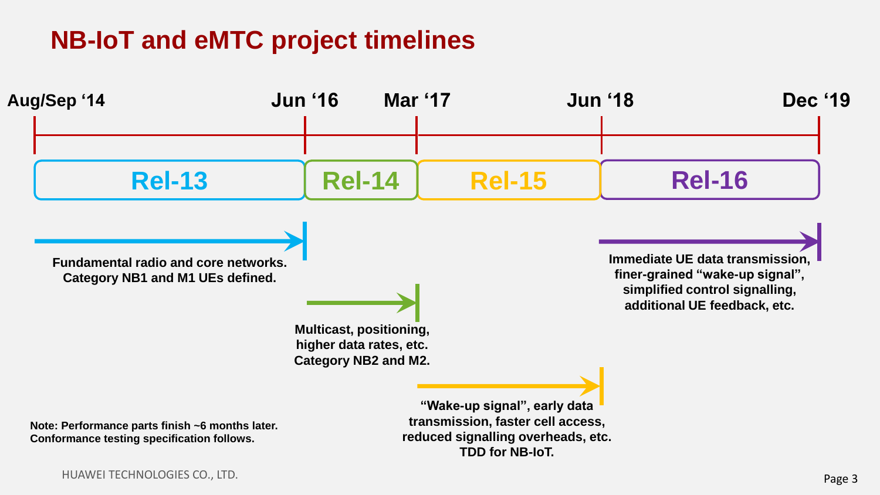# NB-IoT and eMTC project timelines

| Aug/Sep '14 – Jun '16 | Jun '16 – Mar '17 | Mar '17 – Jun '18 | Jun '18 – Dec '19 |
|---|---|---|---|
| Rel-13 | Rel-14 | Rel-15 | Rel-16 |

**Rel-13 (Aug/Sep '14 – Jun '16):** Fundamental radio and core networks. Category NB1 and M1 UEs defined.

**Rel-14 (Jun '16 – Mar '17):** Multicast, positioning, higher data rates, etc. Category NB2 and M2.

**Rel-15 (Mar '17 – Jun '18):** "Wake-up signal", early data transmission, faster cell access, reduced signalling overheads, etc. TDD for NB-IoT.

**Rel-16 (Jun '18 – Dec '19):** Immediate UE data transmission, finer-grained "wake-up signal", simplified control signalling, additional UE feedback, etc.

**Note: Performance parts finish ~6 months later. Conformance testing specification follows.**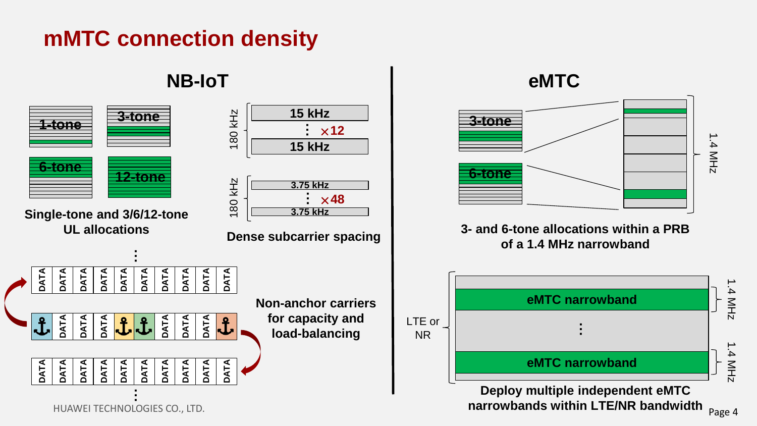# mMTC connection density

## NB-IoT

1-tone

3-tone

6-tone

12-tone

**Single-tone and 3/6/12-tone UL allocations**

180 kHz: 15 kHz ⋮ ×12 15 kHz

180 kHz: 3.75 kHz ⋮ ×48 3.75 kHz

**Dense subcarrier spacing**

**Non-anchor carriers for capacity and load-balancing**

## eMTC

3-tone

6-tone

1.4 MHz

**3- and 6-tone allocations within a PRB of a 1.4 MHz narrowband**

LTE or NR

eMTC narrowband (1.4 MHz)

⋮

eMTC narrowband (1.4 MHz)

**Deploy multiple independent eMTC narrowbands within LTE/NR bandwidth**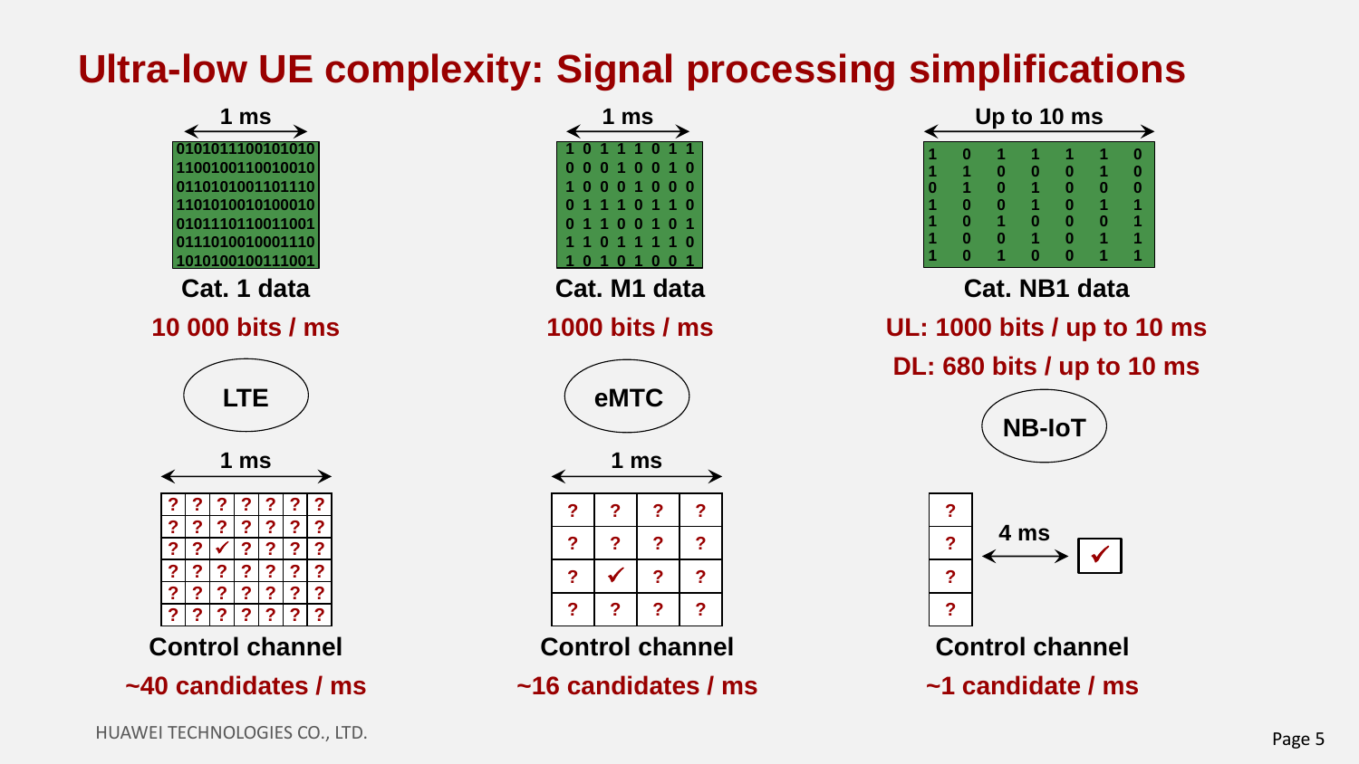# Ultra-low UE complexity: Signal processing simplifications

**1 ms**

Cat. 1 data

**10 000 bits / ms**

LTE

**1 ms**

Control channel

**~40 candidates / ms**

**1 ms**

Cat. M1 data

**1000 bits / ms**

eMTC

**1 ms**

Control channel

**~16 candidates / ms**

**Up to 10 ms**

Cat. NB1 data

**UL: 1000 bits / up to 10 ms**

**DL: 680 bits / up to 10 ms**

NB-IoT

**4 ms**

Control channel

**~1 candidate / ms**

HUAWEI TECHNOLOGIES CO., LTD.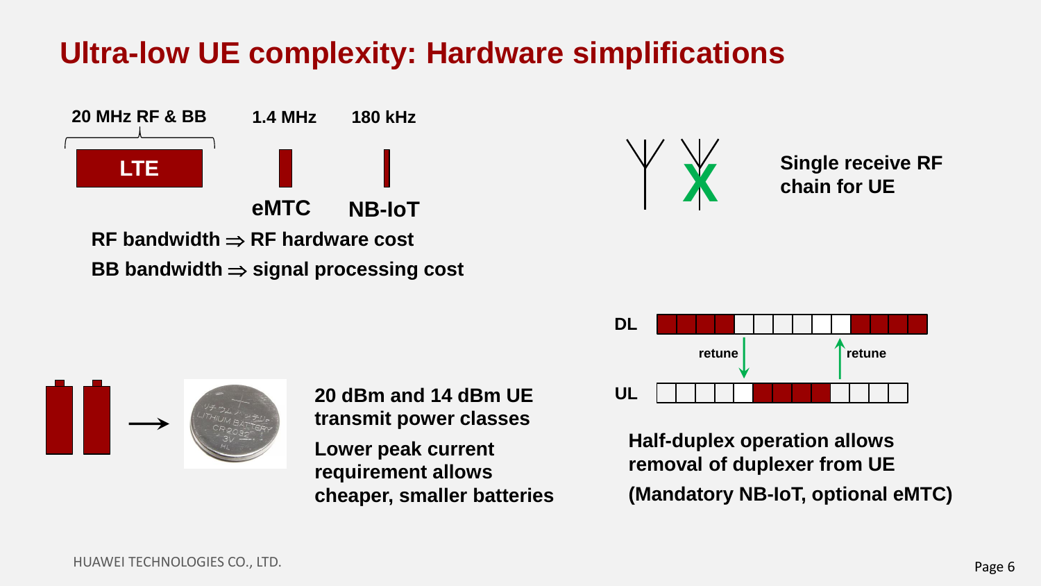# Ultra-low UE complexity: Hardware simplifications

**20 MHz RF & BB** | **1.4 MHz** | **180 kHz**

**LTE** | **eMTC** | **NB-IoT**

**RF bandwidth ⇒ RF hardware cost**

**BB bandwidth ⇒ signal processing cost**

**Single receive RF chain for UE**

**20 dBm and 14 dBm UE transmit power classes**

**Lower peak current requirement allows cheaper, smaller batteries**

DL

retune

retune

UL

**Half-duplex operation allows removal of duplexer from UE**

**(Mandatory NB-IoT, optional eMTC)**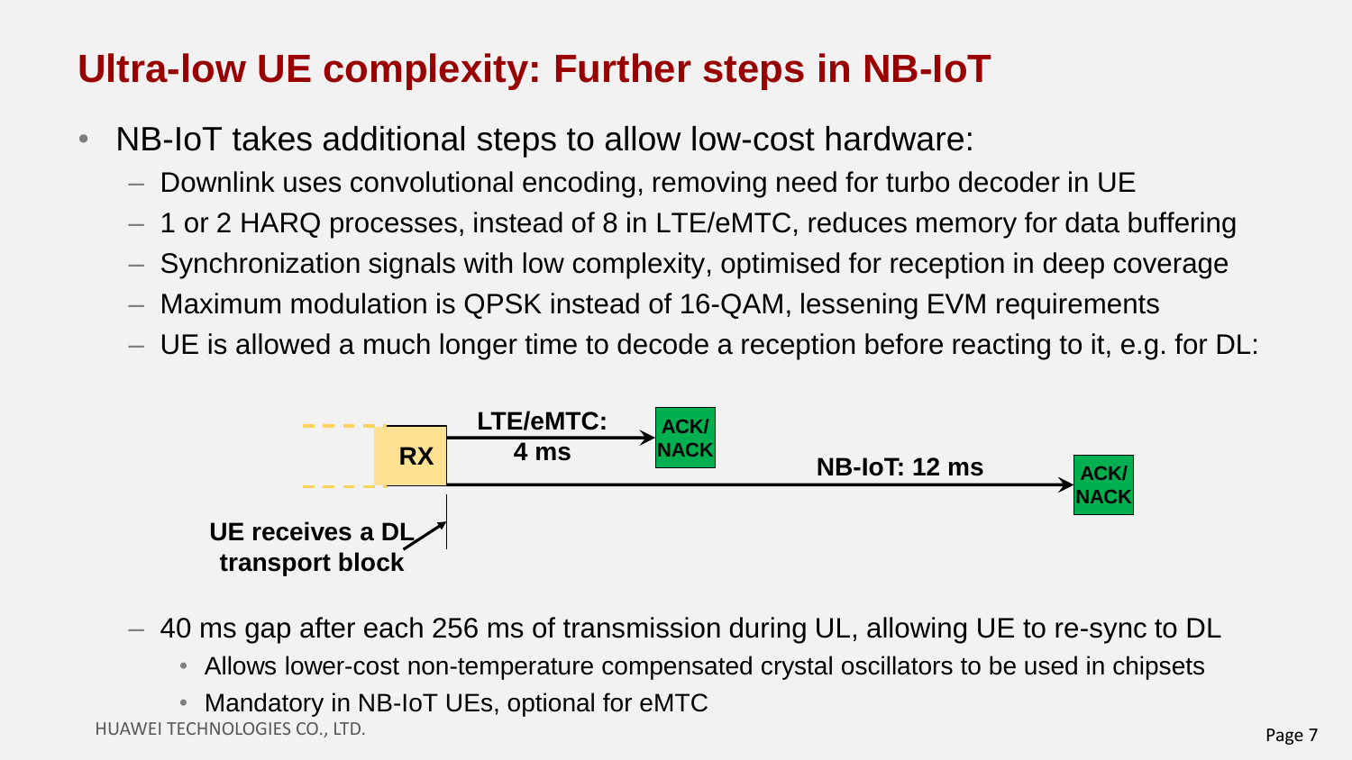# Ultra-low UE complexity: Further steps in NB-IoT

- NB-IoT takes additional steps to allow low-cost hardware:
  - Downlink uses convolutional encoding, removing need for turbo decoder in UE
  - 1 or 2 HARQ processes, instead of 8 in LTE/eMTC, reduces memory for data buffering
  - Synchronization signals with low complexity, optimised for reception in deep coverage
  - Maximum modulation is QPSK instead of 16-QAM, lessening EVM requirements
  - UE is allowed a much longer time to decode a reception before reacting to it, e.g. for DL:

RX

LTE/eMTC: 4 ms

ACK/NACK

NB-IoT: 12 ms

ACK/NACK

UE receives a DL transport block

  - 40 ms gap after each 256 ms of transmission during UL, allowing UE to re-sync to DL
    - Allows lower-cost non-temperature compensated crystal oscillators to be used in chipsets
    - Mandatory in NB-IoT UEs, optional for eMTC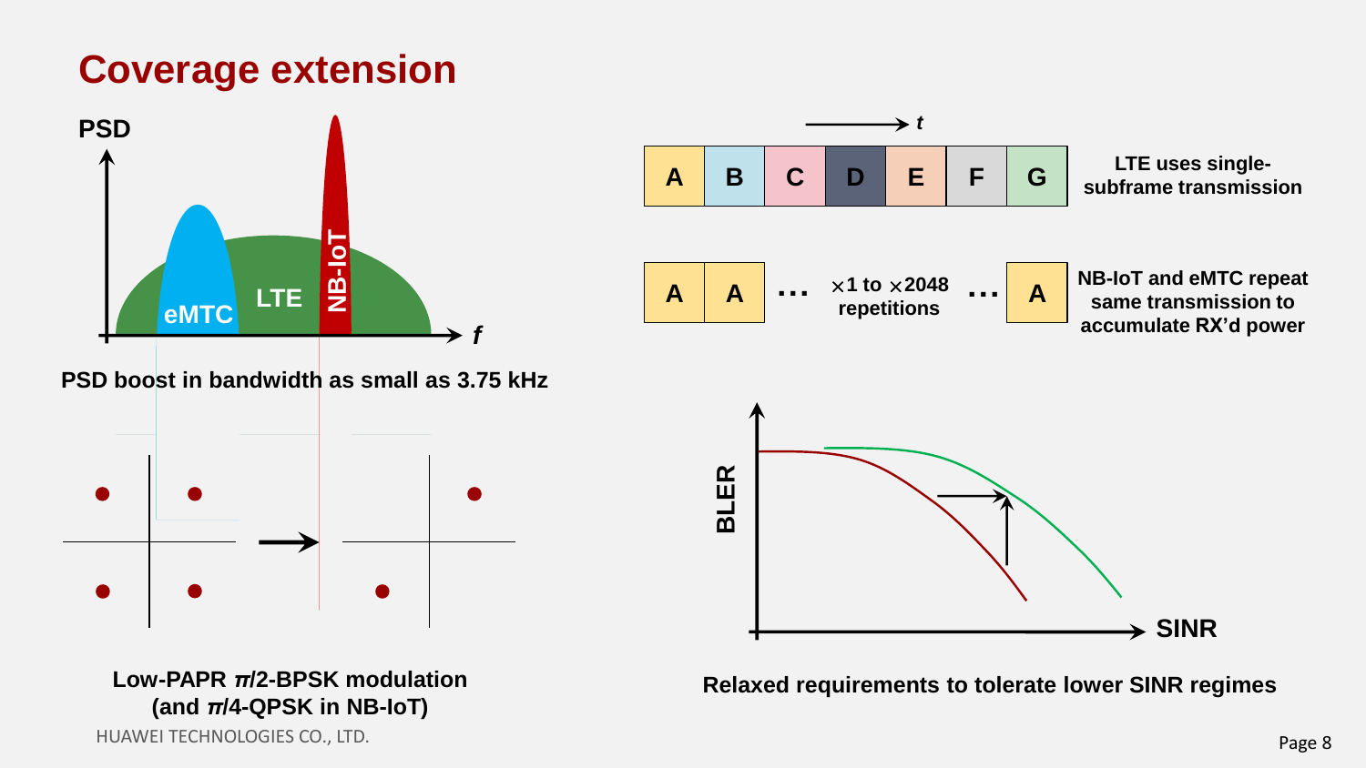# Coverage extension

PSD

eMTC LTE NB-IoT

f

PSD boost in bandwidth as small as 3.75 kHz

Low-PAPR $\pi/2$-BPSK modulation (and $\pi/4$-QPSK in NB-IoT)

t

| A | B | C | D | E | F | G |
|---|---|---|---|---|---|---|

LTE uses single-subframe transmission

| A | A | … $\times$1 to $\times$2048 repetitions … | A |
|---|---|---|---|

NB-IoT and eMTC repeat same transmission to accumulate RX'd power

BLER

SINR

Relaxed requirements to tolerate lower SINR regimes

HUAWEI TECHNOLOGIES CO., LTD.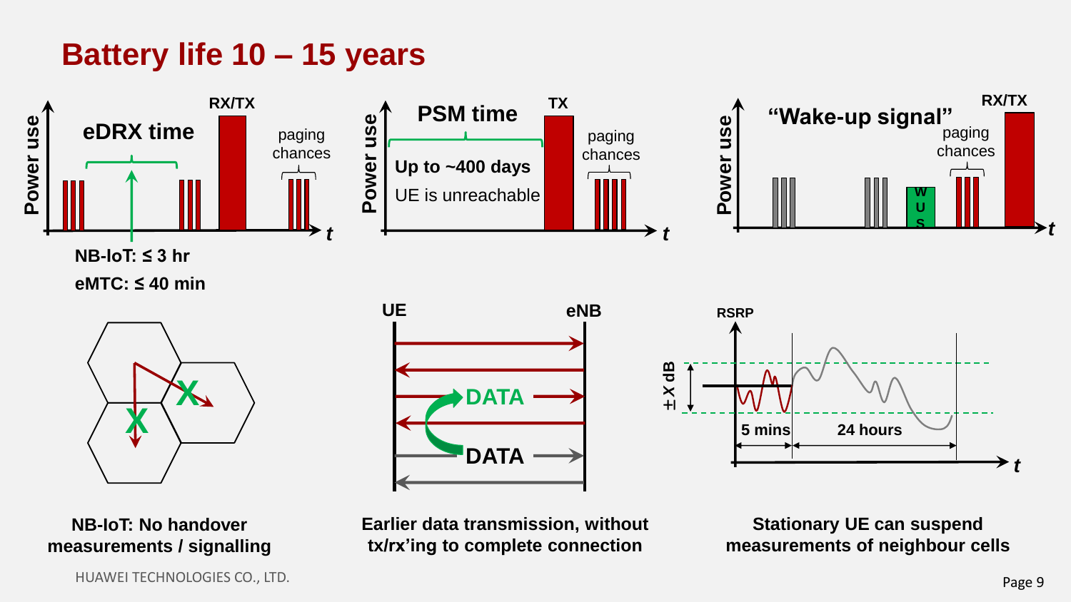# Battery life 10 – 15 years

eDRX time

RX/TX

paging chances

Power use

$t$

NB-IoT: ≤ 3 hr

eMTC: ≤ 40 min

PSM time

TX

Up to ~400 days

UE is unreachable

paging chances

Power use

$t$

“Wake-up signal”

RX/TX

paging chances

WUS

Power use

$t$

UE

eNB

DATA

DATA

RSRP

$\pm X$ dB

5 mins

24 hours

$t$

**NB-IoT: No handover measurements / signalling**

**Earlier data transmission, without tx/rx’ing to complete connection**

**Stationary UE can suspend measurements of neighbour cells**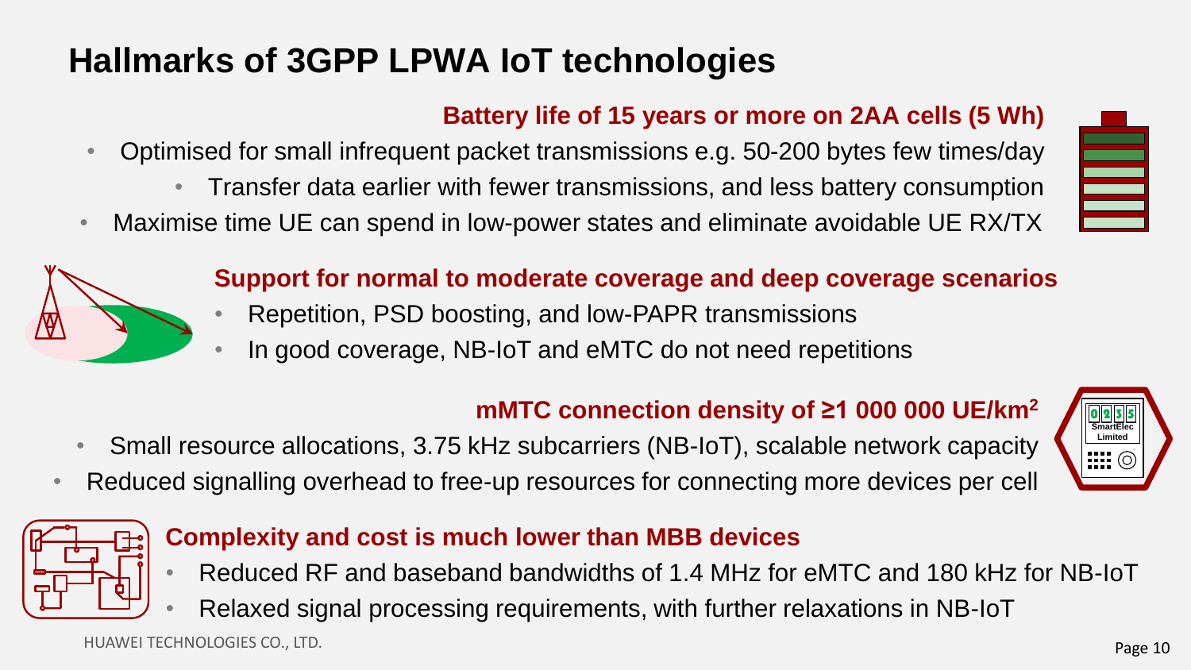# Hallmarks of 3GPP LPWA IoT technologies

## Battery life of 15 years or more on 2AA cells (5 Wh)

- Optimised for small infrequent packet transmissions e.g. 50-200 bytes few times/day
  - Transfer data earlier with fewer transmissions, and less battery consumption
- Maximise time UE can spend in low-power states and eliminate avoidable UE RX/TX

## Support for normal to moderate coverage and deep coverage scenarios

- Repetition, PSD boosting, and low-PAPR transmissions
- In good coverage, NB-IoT and eMTC do not need repetitions

## mMTC connection density of ≥1 000 000 UE/km$^2$

- Small resource allocations, 3.75 kHz subcarriers (NB-IoT), scalable network capacity
- Reduced signalling overhead to free-up resources for connecting more devices per cell

## Complexity and cost is much lower than MBB devices

- Reduced RF and baseband bandwidths of 1.4 MHz for eMTC and 180 kHz for NB-IoT
- Relaxed signal processing requirements, with further relaxations in NB-IoT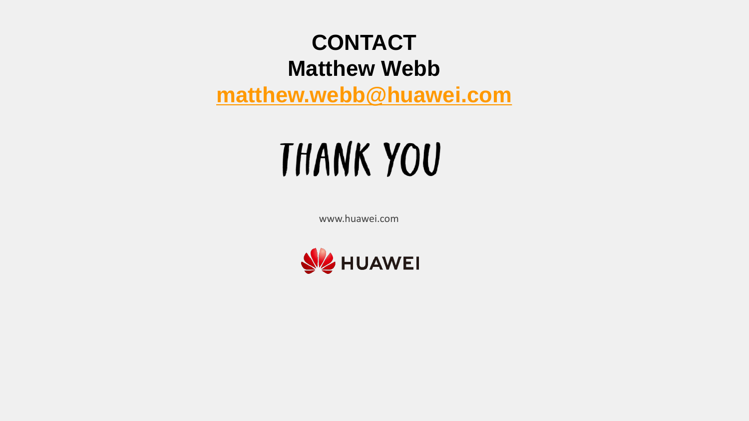**CONTACT**

**Matthew Webb**

**matthew.webb@huawei.com**

THANK YOU

www.huawei.com

HUAWEI